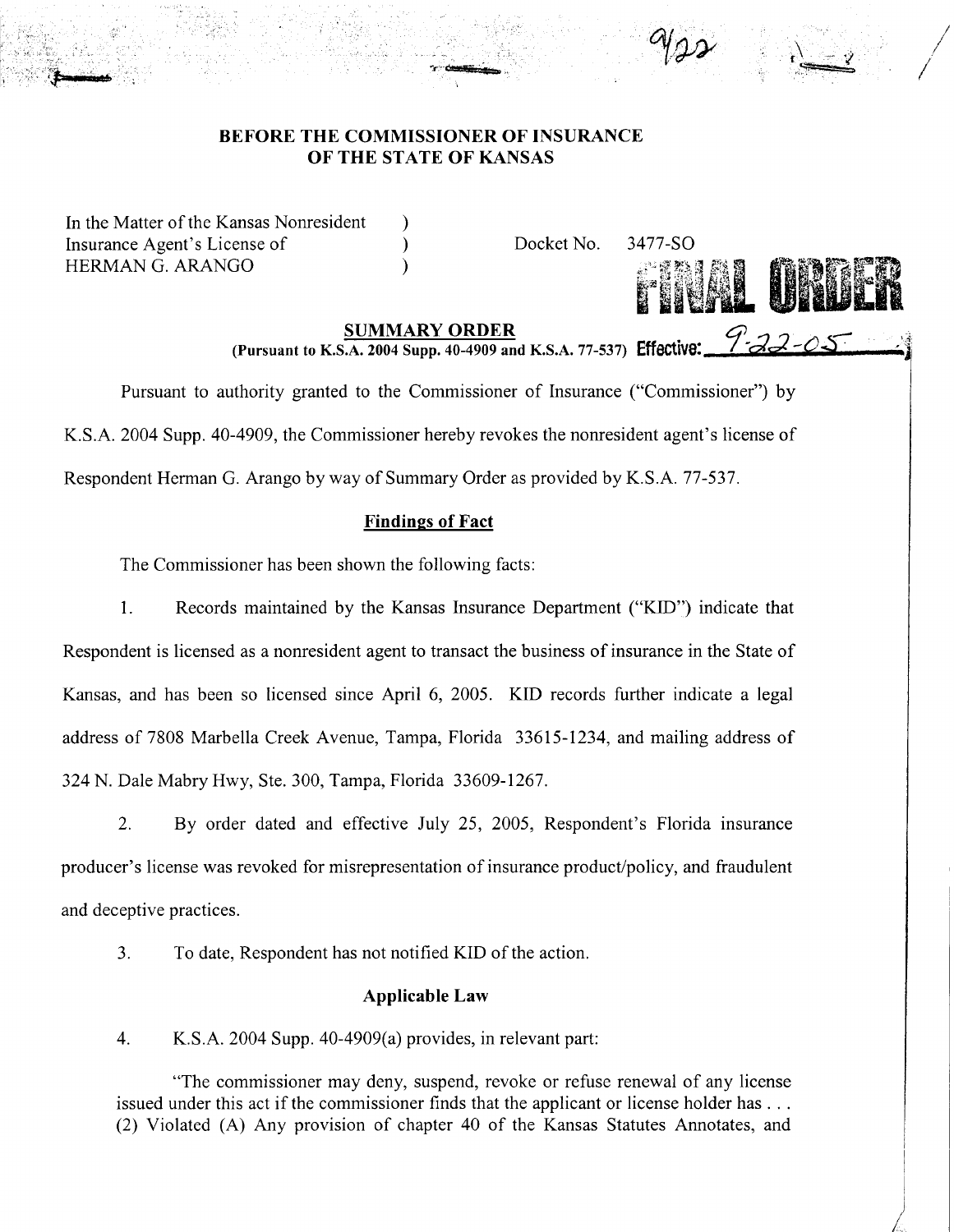**BEFORE THE COMMISSIONER OF INSURANCE**
**OF THE STATE OF KANSAS**

In the Matter of the Kansas Nonresident )
Insurance Agent's License of )
HERMAN G. ARANGO )

Docket No. 3477-SO

**FINAL ORDER**

**SUMMARY ORDER**
**(Pursuant to K.S.A. 2004 Supp. 40-4909 and K.S.A. 77-537)** **Effective:** 9-22-05

Pursuant to authority granted to the Commissioner of Insurance ("Commissioner") by K.S.A. 2004 Supp. 40-4909, the Commissioner hereby revokes the nonresident agent's license of Respondent Herman G. Arango by way of Summary Order as provided by K.S.A. 77-537.

**Findings of Fact**

The Commissioner has been shown the following facts:

1. Records maintained by the Kansas Insurance Department ("KID") indicate that Respondent is licensed as a nonresident agent to transact the business of insurance in the State of Kansas, and has been so licensed since April 6, 2005. KID records further indicate a legal address of 7808 Marbella Creek Avenue, Tampa, Florida 33615-1234, and mailing address of 324 N. Dale Mabry Hwy, Ste. 300, Tampa, Florida 33609-1267.

2. By order dated and effective July 25, 2005, Respondent's Florida insurance producer's license was revoked for misrepresentation of insurance product/policy, and fraudulent and deceptive practices.

3. To date, Respondent has not notified KID of the action.

**Applicable Law**

4. K.S.A. 2004 Supp. 40-4909(a) provides, in relevant part:

> "The commissioner may deny, suspend, revoke or refuse renewal of any license issued under this act if the commissioner finds that the applicant or license holder has . . . (2) Violated (A) Any provision of chapter 40 of the Kansas Statutes Annotates, and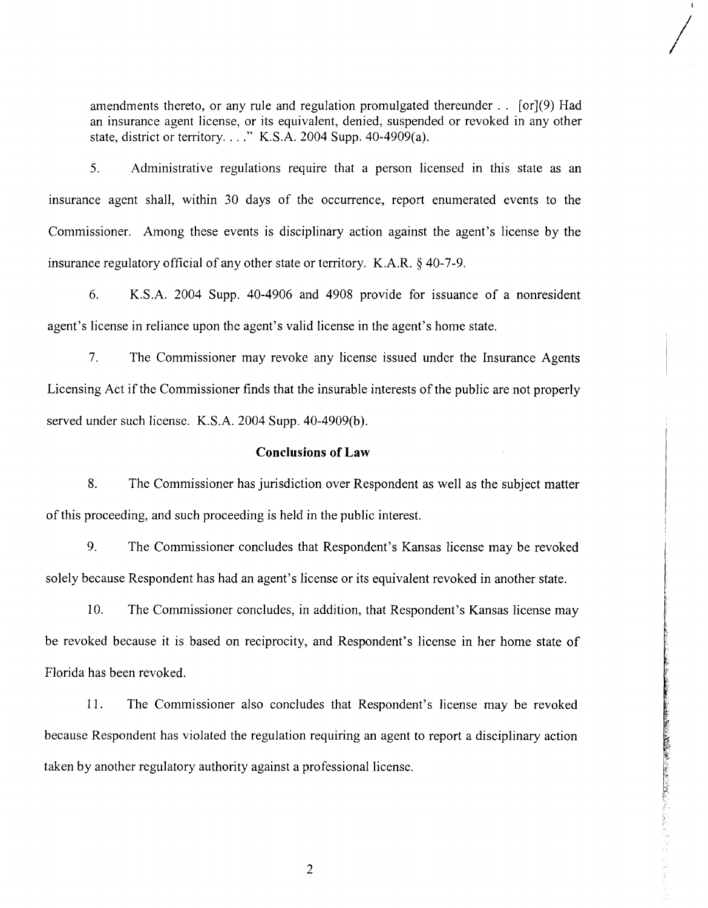amendments thereto, or any rule and regulation promulgated thereunder . . [or](9) Had an insurance agent license, or its equivalent, denied, suspended or revoked in any other state, district or territory. . . ." K.S.A. 2004 Supp. 40-4909(a).

5. Administrative regulations require that a person licensed in this state as an insurance agent shall, within 30 days of the occurrence, report enumerated events to the Commissioner. Among these events is disciplinary action against the agent's license by the insurance regulatory official of any other state or territory. K.A.R. § 40-7-9.

6. K.S.A. 2004 Supp. 40-4906 and 4908 provide for issuance of a nonresident agent's license in reliance upon the agent's valid license in the agent's home state.

7. The Commissioner may revoke any license issued under the Insurance Agents Licensing Act if the Commissioner finds that the insurable interests of the public are not properly served under such license. K.S.A. 2004 Supp. 40-4909(b).

**Conclusions of Law**

8. The Commissioner has jurisdiction over Respondent as well as the subject matter of this proceeding, and such proceeding is held in the public interest.

9. The Commissioner concludes that Respondent's Kansas license may be revoked solely because Respondent has had an agent's license or its equivalent revoked in another state.

10. The Commissioner concludes, in addition, that Respondent's Kansas license may be revoked because it is based on reciprocity, and Respondent's license in her home state of Florida has been revoked.

11. The Commissioner also concludes that Respondent's license may be revoked because Respondent has violated the regulation requiring an agent to report a disciplinary action taken by another regulatory authority against a professional license.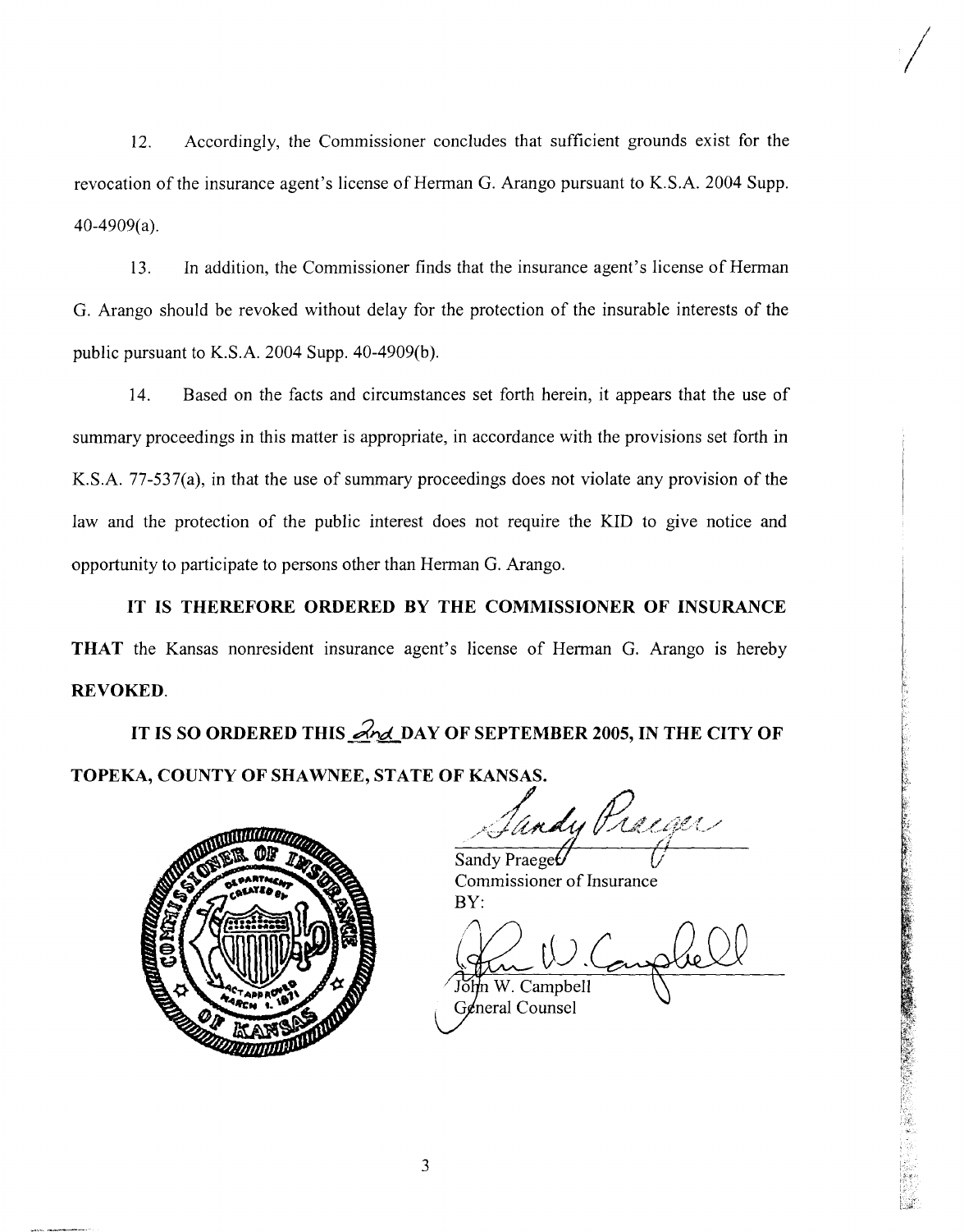12. Accordingly, the Commissioner concludes that sufficient grounds exist for the revocation of the insurance agent's license of Herman G. Arango pursuant to K.S.A. 2004 Supp. 40-4909(a).

13. In addition, the Commissioner finds that the insurance agent's license of Herman G. Arango should be revoked without delay for the protection of the insurable interests of the public pursuant to K.S.A. 2004 Supp. 40-4909(b).

14. Based on the facts and circumstances set forth herein, it appears that the use of summary proceedings in this matter is appropriate, in accordance with the provisions set forth in K.S.A. 77-537(a), in that the use of summary proceedings does not violate any provision of the law and the protection of the public interest does not require the KID to give notice and opportunity to participate to persons other than Herman G. Arango.

**IT IS THEREFORE ORDERED BY THE COMMISSIONER OF INSURANCE THAT** the Kansas nonresident insurance agent's license of Herman G. Arango is hereby **REVOKED**.

**IT IS SO ORDERED THIS 2nd DAY OF SEPTEMBER 2005, IN THE CITY OF TOPEKA, COUNTY OF SHAWNEE, STATE OF KANSAS.**

Sandy Praeger
Commissioner of Insurance
BY:

John W. Campbell
General Counsel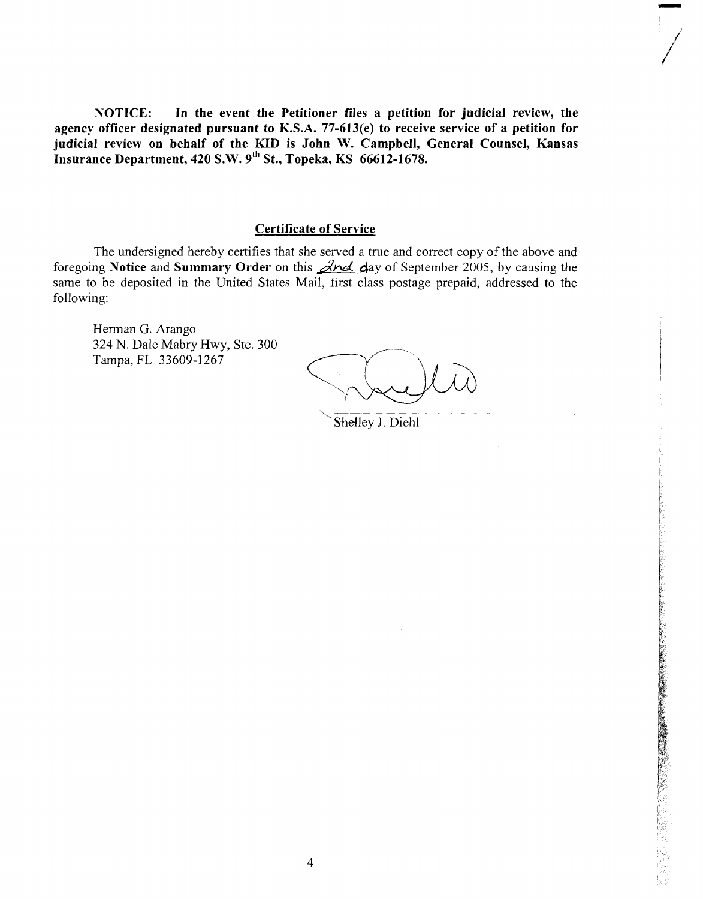**NOTICE: In the event the Petitioner files a petition for judicial review, the agency officer designated pursuant to K.S.A. 77-613(e) to receive service of a petition for judicial review on behalf of the KID is John W. Campbell, General Counsel, Kansas Insurance Department, 420 S.W. 9th St., Topeka, KS 66612-1678.**

## Certificate of Service

The undersigned hereby certifies that she served a true and correct copy of the above and foregoing **Notice** and **Summary Order** on this 2nd day of September 2005, by causing the same to be deposited in the United States Mail, first class postage prepaid, addressed to the following:

Herman G. Arango
324 N. Dale Mabry Hwy, Ste. 300
Tampa, FL 33609-1267

Shelley J. Diehl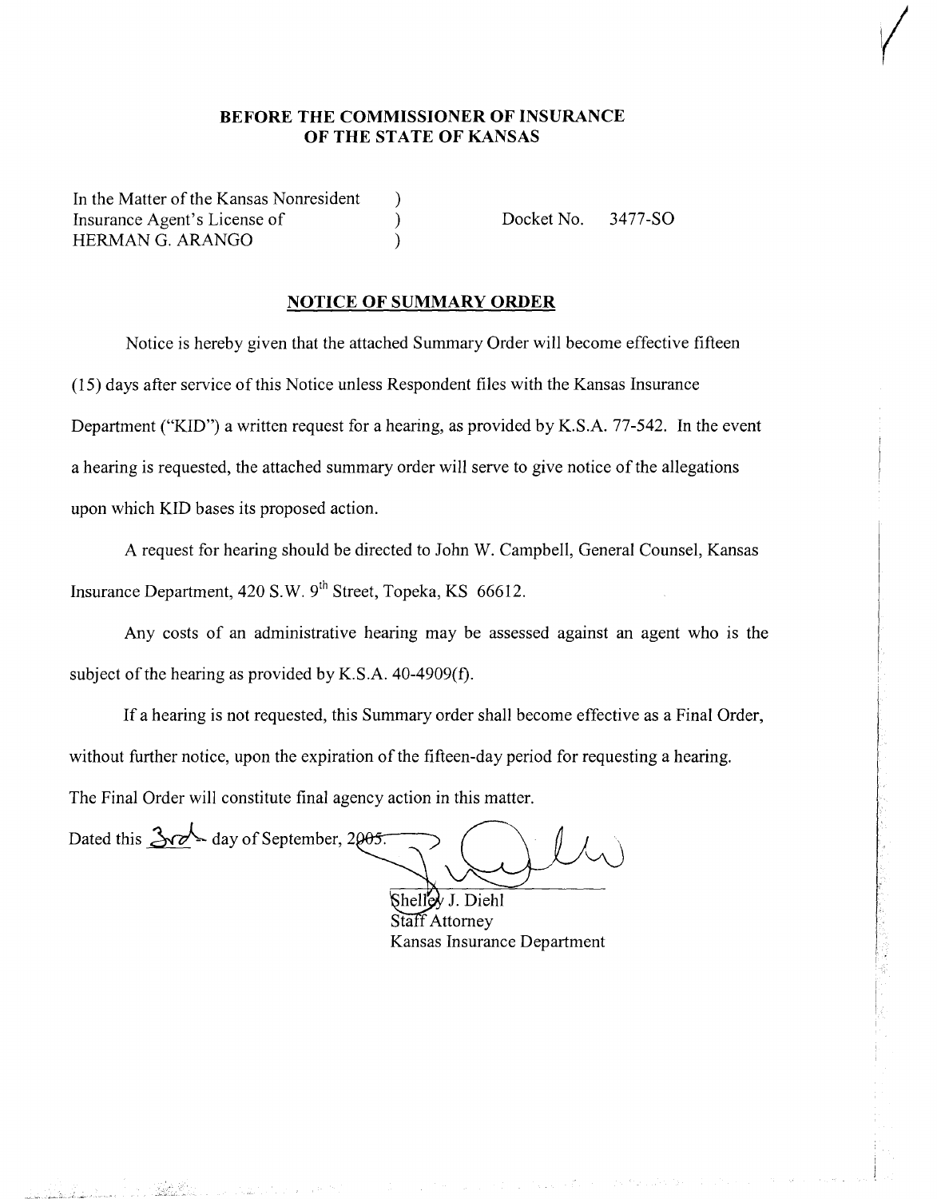**BEFORE THE COMMISSIONER OF INSURANCE**
**OF THE STATE OF KANSAS**

In the Matter of the Kansas Nonresident )
Insurance Agent's License of ) Docket No. 3477-SO
HERMAN G. ARANGO )

**NOTICE OF SUMMARY ORDER**

Notice is hereby given that the attached Summary Order will become effective fifteen (15) days after service of this Notice unless Respondent files with the Kansas Insurance Department ("KID") a written request for a hearing, as provided by K.S.A. 77-542. In the event a hearing is requested, the attached summary order will serve to give notice of the allegations upon which KID bases its proposed action.

A request for hearing should be directed to John W. Campbell, General Counsel, Kansas Insurance Department, 420 S.W. 9th Street, Topeka, KS 66612.

Any costs of an administrative hearing may be assessed against an agent who is the subject of the hearing as provided by K.S.A. 40-4909(f).

If a hearing is not requested, this Summary order shall become effective as a Final Order, without further notice, upon the expiration of the fifteen-day period for requesting a hearing. The Final Order will constitute final agency action in this matter.

Dated this 3rd day of September, 2005.

Shelley J. Diehl
Staff Attorney
Kansas Insurance Department